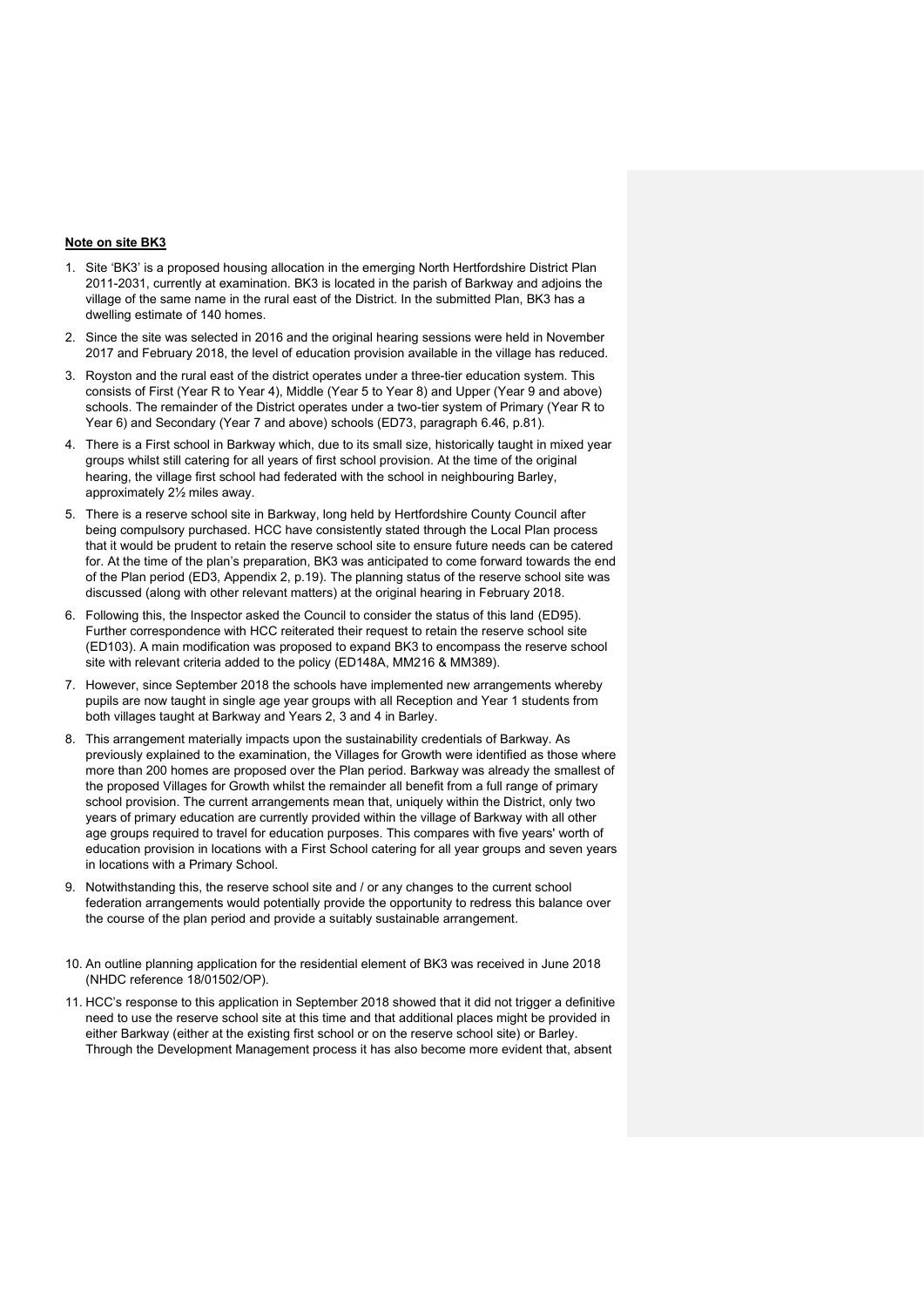**Note on site BK3**

1. Site 'BK3' is a proposed housing allocation in the emerging North Hertfordshire District Plan 2011-2031, currently at examination. BK3 is located in the parish of Barkway and adjoins the village of the same name in the rural east of the District. In the submitted Plan, BK3 has a dwelling estimate of 140 homes.
2. Since the site was selected in 2016 and the original hearing sessions were held in November 2017 and February 2018, the level of education provision available in the village has reduced.
3. Royston and the rural east of the district operates under a three-tier education system. This consists of First (Year R to Year 4), Middle (Year 5 to Year 8) and Upper (Year 9 and above) schools. The remainder of the District operates under a two-tier system of Primary (Year R to Year 6) and Secondary (Year 7 and above) schools (ED73, paragraph 6.46, p.81).
4. There is a First school in Barkway which, due to its small size, historically taught in mixed year groups whilst still catering for all years of first school provision. At the time of the original hearing, the village first school had federated with the school in neighbouring Barley, approximately 2½ miles away.
5. There is a reserve school site in Barkway, long held by Hertfordshire County Council after being compulsory purchased. HCC have consistently stated through the Local Plan process that it would be prudent to retain the reserve school site to ensure future needs can be catered for. At the time of the plan's preparation, BK3 was anticipated to come forward towards the end of the Plan period (ED3, Appendix 2, p.19). The planning status of the reserve school site was discussed (along with other relevant matters) at the original hearing in February 2018.
6. Following this, the Inspector asked the Council to consider the status of this land (ED95). Further correspondence with HCC reiterated their request to retain the reserve school site (ED103). A main modification was proposed to expand BK3 to encompass the reserve school site with relevant criteria added to the policy (ED148A, MM216 & MM389).
7. However, since September 2018 the schools have implemented new arrangements whereby pupils are now taught in single age year groups with all Reception and Year 1 students from both villages taught at Barkway and Years 2, 3 and 4 in Barley.
8. This arrangement materially impacts upon the sustainability credentials of Barkway. As previously explained to the examination, the Villages for Growth were identified as those where more than 200 homes are proposed over the Plan period. Barkway was already the smallest of the proposed Villages for Growth whilst the remainder all benefit from a full range of primary school provision. The current arrangements mean that, uniquely within the District, only two years of primary education are currently provided within the village of Barkway with all other age groups required to travel for education purposes. This compares with five years' worth of education provision in locations with a First School catering for all year groups and seven years in locations with a Primary School.
9. Notwithstanding this, the reserve school site and / or any changes to the current school federation arrangements would potentially provide the opportunity to redress this balance over the course of the plan period and provide a suitably sustainable arrangement.
10. An outline planning application for the residential element of BK3 was received in June 2018 (NHDC reference 18/01502/OP).
11. HCC's response to this application in September 2018 showed that it did not trigger a definitive need to use the reserve school site at this time and that additional places might be provided in either Barkway (either at the existing first school or on the reserve school site) or Barley. Through the Development Management process it has also become more evident that, absent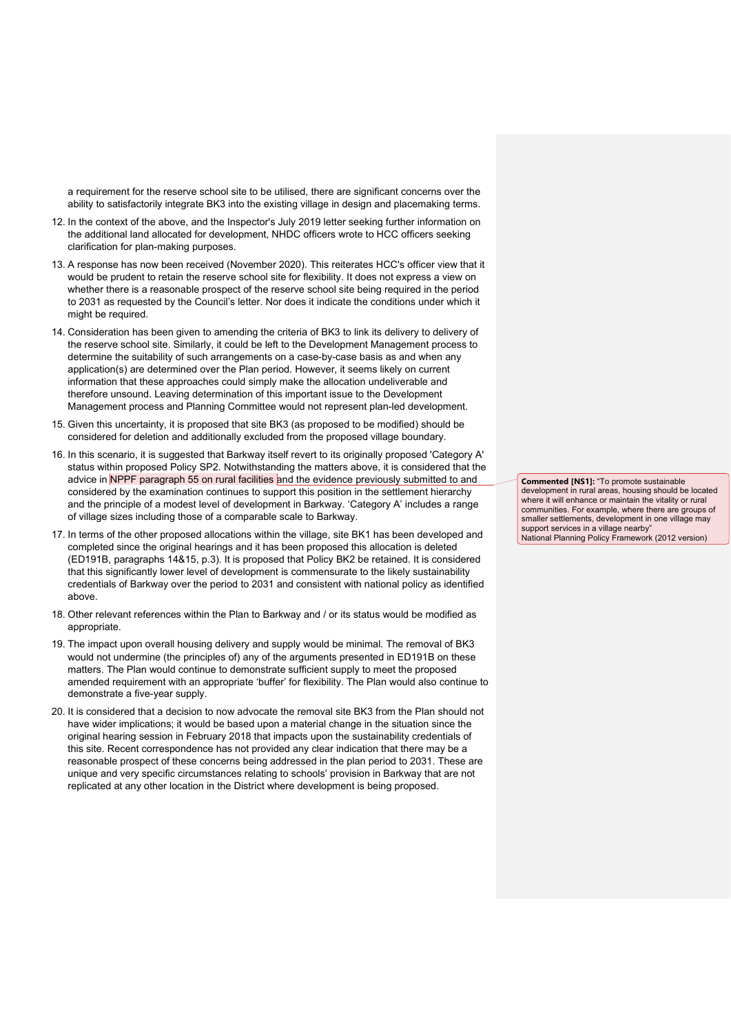a requirement for the reserve school site to be utilised, there are significant concerns over the ability to satisfactorily integrate BK3 into the existing village in design and placemaking terms.

12. In the context of the above, and the Inspector's July 2019 letter seeking further information on the additional land allocated for development, NHDC officers wrote to HCC officers seeking clarification for plan-making purposes.

13. A response has now been received (November 2020). This reiterates HCC's officer view that it would be prudent to retain the reserve school site for flexibility. It does not express a view on whether there is a reasonable prospect of the reserve school site being required in the period to 2031 as requested by the Council's letter. Nor does it indicate the conditions under which it might be required.

14. Consideration has been given to amending the criteria of BK3 to link its delivery to delivery of the reserve school site. Similarly, it could be left to the Development Management process to determine the suitability of such arrangements on a case-by-case basis as and when any application(s) are determined over the Plan period. However, it seems likely on current information that these approaches could simply make the allocation undeliverable and therefore unsound. Leaving determination of this important issue to the Development Management process and Planning Committee would not represent plan-led development.

15. Given this uncertainty, it is proposed that site BK3 (as proposed to be modified) should be considered for deletion and additionally excluded from the proposed village boundary.

16. In this scenario, it is suggested that Barkway itself revert to its originally proposed 'Category A' status within proposed Policy SP2. Notwithstanding the matters above, it is considered that the advice in NPPF paragraph 55 on rural facilities and the evidence previously submitted to and considered by the examination continues to support this position in the settlement hierarchy and the principle of a modest level of development in Barkway. 'Category A' includes a range of village sizes including those of a comparable scale to Barkway.

17. In terms of the other proposed allocations within the village, site BK1 has been developed and completed since the original hearings and it has been proposed this allocation is deleted (ED191B, paragraphs 14&15, p.3). It is proposed that Policy BK2 be retained. It is considered that this significantly lower level of development is commensurate to the likely sustainability credentials of Barkway over the period to 2031 and consistent with national policy as identified above.

18. Other relevant references within the Plan to Barkway and / or its status would be modified as appropriate.

19. The impact upon overall housing delivery and supply would be minimal. The removal of BK3 would not undermine (the principles of) any of the arguments presented in ED191B on these matters. The Plan would continue to demonstrate sufficient supply to meet the proposed amended requirement with an appropriate 'buffer' for flexibility. The Plan would also continue to demonstrate a five-year supply.

20. It is considered that a decision to now advocate the removal site BK3 from the Plan should not have wider implications; it would be based upon a material change in the situation since the original hearing session in February 2018 that impacts upon the sustainability credentials of this site. Recent correspondence has not provided any clear indication that there may be a reasonable prospect of these concerns being addressed in the plan period to 2031. These are unique and very specific circumstances relating to schools' provision in Barkway that are not replicated at any other location in the District where development is being proposed.

**Commented [NS1]:** "To promote sustainable development in rural areas, housing should be located where it will enhance or maintain the vitality or rural communities. For example, where there are groups of smaller settlements, development in one village may support services in a village nearby"
National Planning Policy Framework (2012 version)